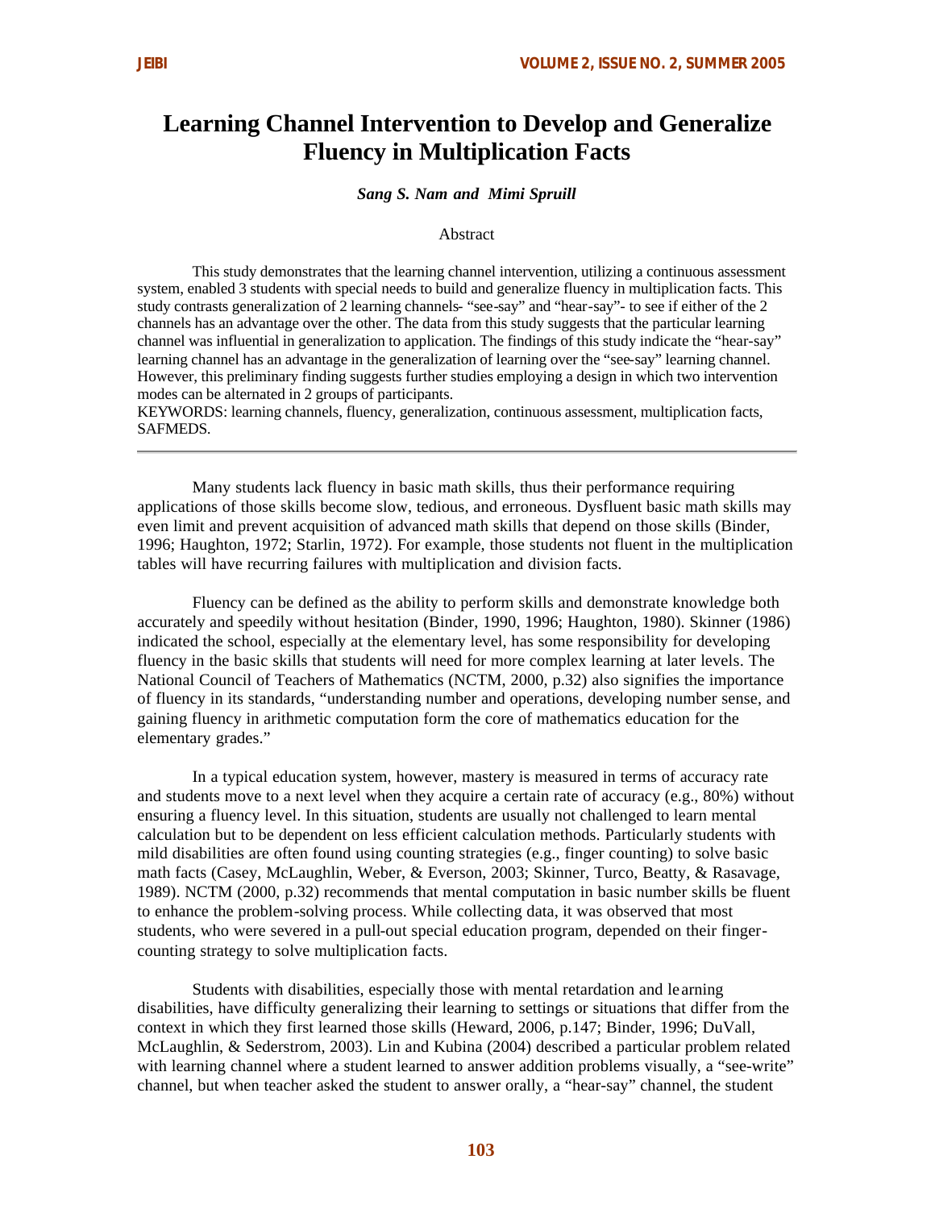# Learning Channel Intervention to Develop and Generalize Fluency in Multiplication Facts

***Sang S. Nam and Mimi Spruill***

Abstract

This study demonstrates that the learning channel intervention, utilizing a continuous assessment system, enabled 3 students with special needs to build and generalize fluency in multiplication facts. This study contrasts generalization of 2 learning channels- "see-say" and "hear-say"- to see if either of the 2 channels has an advantage over the other. The data from this study suggests that the particular learning channel was influential in generalization to application. The findings of this study indicate the "hear-say" learning channel has an advantage in the generalization of learning over the "see-say" learning channel. However, this preliminary finding suggests further studies employing a design in which two intervention modes can be alternated in 2 groups of participants.

KEYWORDS: learning channels, fluency, generalization, continuous assessment, multiplication facts, SAFMEDS.

---

Many students lack fluency in basic math skills, thus their performance requiring applications of those skills become slow, tedious, and erroneous. Dysfluent basic math skills may even limit and prevent acquisition of advanced math skills that depend on those skills (Binder, 1996; Haughton, 1972; Starlin, 1972). For example, those students not fluent in the multiplication tables will have recurring failures with multiplication and division facts.

Fluency can be defined as the ability to perform skills and demonstrate knowledge both accurately and speedily without hesitation (Binder, 1990, 1996; Haughton, 1980). Skinner (1986) indicated the school, especially at the elementary level, has some responsibility for developing fluency in the basic skills that students will need for more complex learning at later levels. The National Council of Teachers of Mathematics (NCTM, 2000, p.32) also signifies the importance of fluency in its standards, "understanding number and operations, developing number sense, and gaining fluency in arithmetic computation form the core of mathematics education for the elementary grades."

In a typical education system, however, mastery is measured in terms of accuracy rate and students move to a next level when they acquire a certain rate of accuracy (e.g., 80%) without ensuring a fluency level. In this situation, students are usually not challenged to learn mental calculation but to be dependent on less efficient calculation methods. Particularly students with mild disabilities are often found using counting strategies (e.g., finger counting) to solve basic math facts (Casey, McLaughlin, Weber, & Everson, 2003; Skinner, Turco, Beatty, & Rasavage, 1989). NCTM (2000, p.32) recommends that mental computation in basic number skills be fluent to enhance the problem-solving process. While collecting data, it was observed that most students, who were severed in a pull-out special education program, depended on their finger-counting strategy to solve multiplication facts.

Students with disabilities, especially those with mental retardation and learning disabilities, have difficulty generalizing their learning to settings or situations that differ from the context in which they first learned those skills (Heward, 2006, p.147; Binder, 1996; DuVall, McLaughlin, & Sederstrom, 2003). Lin and Kubina (2004) described a particular problem related with learning channel where a student learned to answer addition problems visually, a "see-write" channel, but when teacher asked the student to answer orally, a "hear-say" channel, the student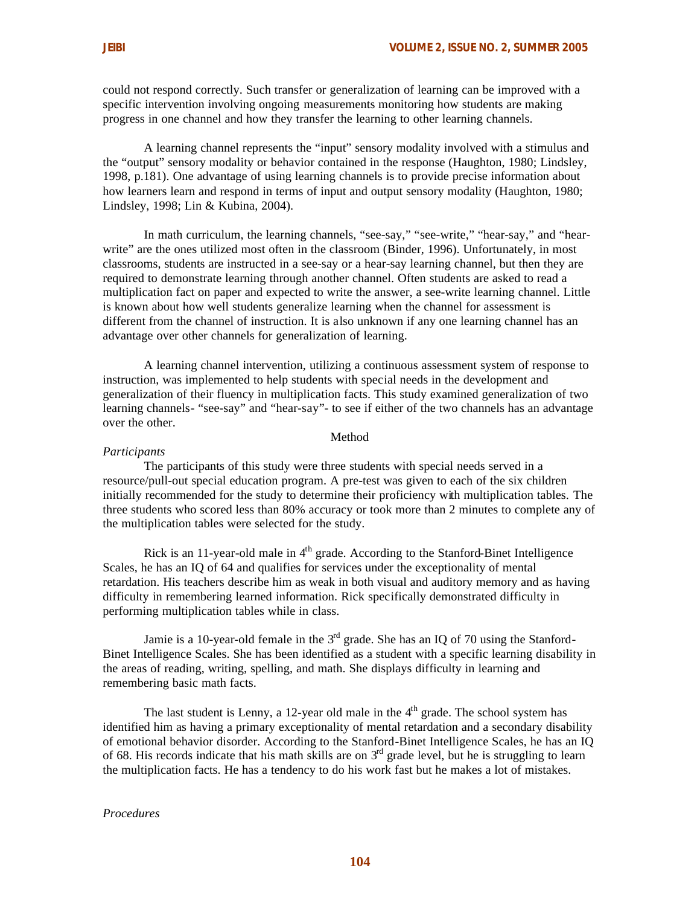could not respond correctly. Such transfer or generalization of learning can be improved with a specific intervention involving ongoing measurements monitoring how students are making progress in one channel and how they transfer the learning to other learning channels.

A learning channel represents the "input" sensory modality involved with a stimulus and the "output" sensory modality or behavior contained in the response (Haughton, 1980; Lindsley, 1998, p.181). One advantage of using learning channels is to provide precise information about how learners learn and respond in terms of input and output sensory modality (Haughton, 1980; Lindsley, 1998; Lin & Kubina, 2004).

In math curriculum, the learning channels, "see-say," "see-write," "hear-say," and "hear-write" are the ones utilized most often in the classroom (Binder, 1996). Unfortunately, in most classrooms, students are instructed in a see-say or a hear-say learning channel, but then they are required to demonstrate learning through another channel. Often students are asked to read a multiplication fact on paper and expected to write the answer, a see-write learning channel. Little is known about how well students generalize learning when the channel for assessment is different from the channel of instruction. It is also unknown if any one learning channel has an advantage over other channels for generalization of learning.

A learning channel intervention, utilizing a continuous assessment system of response to instruction, was implemented to help students with special needs in the development and generalization of their fluency in multiplication facts. This study examined generalization of two learning channels- "see-say" and "hear-say"- to see if either of the two channels has an advantage over the other.

## Method

*Participants*

The participants of this study were three students with special needs served in a resource/pull-out special education program. A pre-test was given to each of the six children initially recommended for the study to determine their proficiency with multiplication tables. The three students who scored less than 80% accuracy or took more than 2 minutes to complete any of the multiplication tables were selected for the study.

Rick is an 11-year-old male in 4th grade. According to the Stanford-Binet Intelligence Scales, he has an IQ of 64 and qualifies for services under the exceptionality of mental retardation. His teachers describe him as weak in both visual and auditory memory and as having difficulty in remembering learned information. Rick specifically demonstrated difficulty in performing multiplication tables while in class.

Jamie is a 10-year-old female in the 3rd grade. She has an IQ of 70 using the Stanford-Binet Intelligence Scales. She has been identified as a student with a specific learning disability in the areas of reading, writing, spelling, and math. She displays difficulty in learning and remembering basic math facts.

The last student is Lenny, a 12-year old male in the 4th grade. The school system has identified him as having a primary exceptionality of mental retardation and a secondary disability of emotional behavior disorder. According to the Stanford-Binet Intelligence Scales, he has an IQ of 68. His records indicate that his math skills are on 3rd grade level, but he is struggling to learn the multiplication facts. He has a tendency to do his work fast but he makes a lot of mistakes.

*Procedures*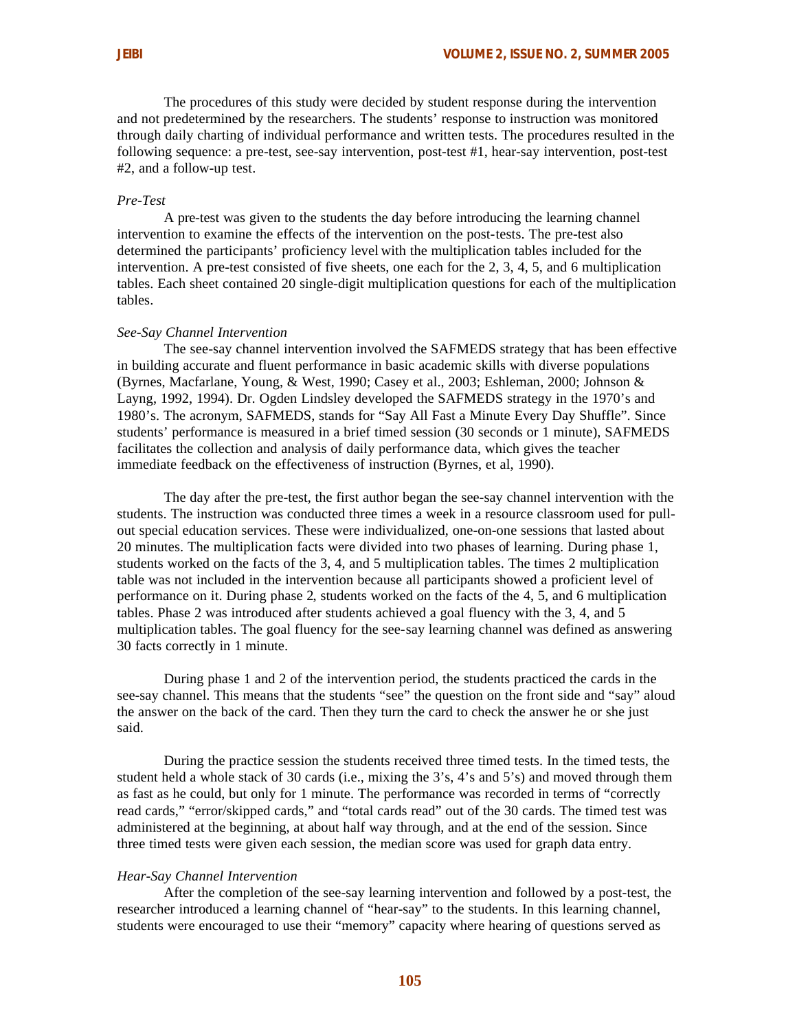The procedures of this study were decided by student response during the intervention and not predetermined by the researchers. The students' response to instruction was monitored through daily charting of individual performance and written tests. The procedures resulted in the following sequence: a pre-test, see-say intervention, post-test #1, hear-say intervention, post-test #2, and a follow-up test.

*Pre-Test*

A pre-test was given to the students the day before introducing the learning channel intervention to examine the effects of the intervention on the post-tests. The pre-test also determined the participants' proficiency level with the multiplication tables included for the intervention. A pre-test consisted of five sheets, one each for the 2, 3, 4, 5, and 6 multiplication tables. Each sheet contained 20 single-digit multiplication questions for each of the multiplication tables.

*See-Say Channel Intervention*

The see-say channel intervention involved the SAFMEDS strategy that has been effective in building accurate and fluent performance in basic academic skills with diverse populations (Byrnes, Macfarlane, Young, & West, 1990; Casey et al., 2003; Eshleman, 2000; Johnson & Layng, 1992, 1994). Dr. Ogden Lindsley developed the SAFMEDS strategy in the 1970's and 1980's. The acronym, SAFMEDS, stands for "Say All Fast a Minute Every Day Shuffle". Since students' performance is measured in a brief timed session (30 seconds or 1 minute), SAFMEDS facilitates the collection and analysis of daily performance data, which gives the teacher immediate feedback on the effectiveness of instruction (Byrnes, et al, 1990).

The day after the pre-test, the first author began the see-say channel intervention with the students. The instruction was conducted three times a week in a resource classroom used for pull-out special education services. These were individualized, one-on-one sessions that lasted about 20 minutes. The multiplication facts were divided into two phases of learning. During phase 1, students worked on the facts of the 3, 4, and 5 multiplication tables. The times 2 multiplication table was not included in the intervention because all participants showed a proficient level of performance on it. During phase 2, students worked on the facts of the 4, 5, and 6 multiplication tables. Phase 2 was introduced after students achieved a goal fluency with the 3, 4, and 5 multiplication tables. The goal fluency for the see-say learning channel was defined as answering 30 facts correctly in 1 minute.

During phase 1 and 2 of the intervention period, the students practiced the cards in the see-say channel. This means that the students "see" the question on the front side and "say" aloud the answer on the back of the card. Then they turn the card to check the answer he or she just said.

During the practice session the students received three timed tests. In the timed tests, the student held a whole stack of 30 cards (i.e., mixing the 3's, 4's and 5's) and moved through them as fast as he could, but only for 1 minute. The performance was recorded in terms of "correctly read cards," "error/skipped cards," and "total cards read" out of the 30 cards. The timed test was administered at the beginning, at about half way through, and at the end of the session. Since three timed tests were given each session, the median score was used for graph data entry.

*Hear-Say Channel Intervention*

After the completion of the see-say learning intervention and followed by a post-test, the researcher introduced a learning channel of "hear-say" to the students. In this learning channel, students were encouraged to use their "memory" capacity where hearing of questions served as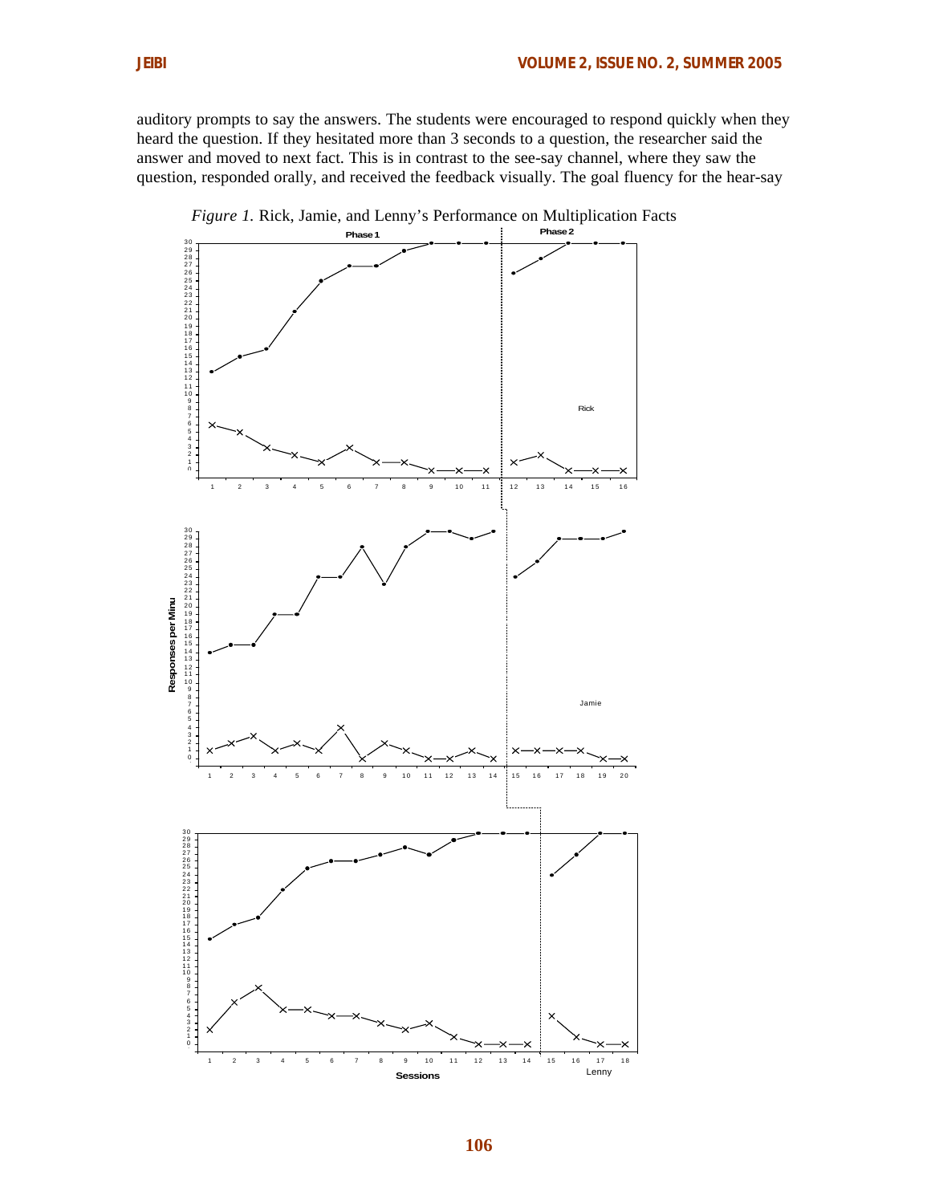auditory prompts to say the answers. The students were encouraged to respond quickly when they heard the question. If they hesitated more than 3 seconds to a question, the researcher said the answer and moved to next fact. This is in contrast to the see-say channel, where they saw the question, responded orally, and received the feedback visually. The goal fluency for the hear-say

*Figure 1.* Rick, Jamie, and Lenny's Performance on Multiplication Facts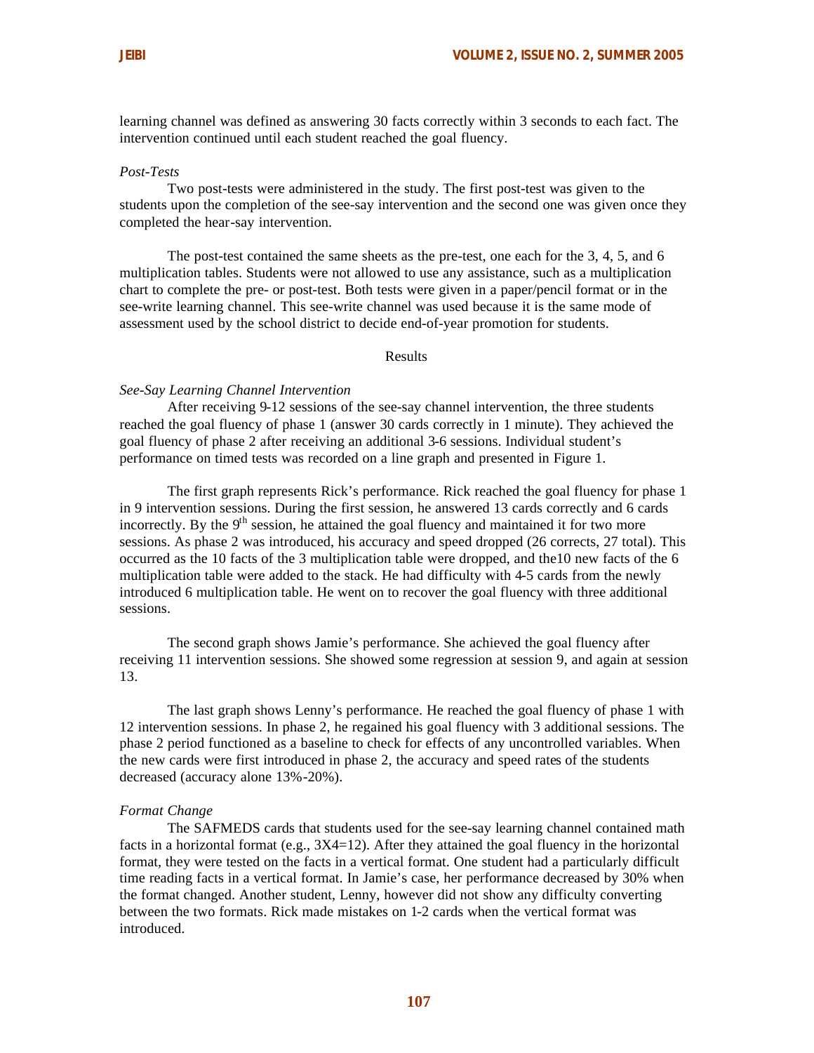learning channel was defined as answering 30 facts correctly within 3 seconds to each fact. The intervention continued until each student reached the goal fluency.

*Post-Tests*

Two post-tests were administered in the study. The first post-test was given to the students upon the completion of the see-say intervention and the second one was given once they completed the hear-say intervention.

The post-test contained the same sheets as the pre-test, one each for the 3, 4, 5, and 6 multiplication tables. Students were not allowed to use any assistance, such as a multiplication chart to complete the pre- or post-test. Both tests were given in a paper/pencil format or in the see-write learning channel. This see-write channel was used because it is the same mode of assessment used by the school district to decide end-of-year promotion for students.

## Results

*See-Say Learning Channel Intervention*

After receiving 9-12 sessions of the see-say channel intervention, the three students reached the goal fluency of phase 1 (answer 30 cards correctly in 1 minute). They achieved the goal fluency of phase 2 after receiving an additional 3-6 sessions. Individual student's performance on timed tests was recorded on a line graph and presented in Figure 1.

The first graph represents Rick's performance. Rick reached the goal fluency for phase 1 in 9 intervention sessions. During the first session, he answered 13 cards correctly and 6 cards incorrectly. By the 9th session, he attained the goal fluency and maintained it for two more sessions. As phase 2 was introduced, his accuracy and speed dropped (26 corrects, 27 total). This occurred as the 10 facts of the 3 multiplication table were dropped, and the10 new facts of the 6 multiplication table were added to the stack. He had difficulty with 4-5 cards from the newly introduced 6 multiplication table. He went on to recover the goal fluency with three additional sessions.

The second graph shows Jamie's performance. She achieved the goal fluency after receiving 11 intervention sessions. She showed some regression at session 9, and again at session 13.

The last graph shows Lenny's performance. He reached the goal fluency of phase 1 with 12 intervention sessions. In phase 2, he regained his goal fluency with 3 additional sessions. The phase 2 period functioned as a baseline to check for effects of any uncontrolled variables. When the new cards were first introduced in phase 2, the accuracy and speed rates of the students decreased (accuracy alone 13%-20%).

*Format Change*

The SAFMEDS cards that students used for the see-say learning channel contained math facts in a horizontal format (e.g., 3X4=12). After they attained the goal fluency in the horizontal format, they were tested on the facts in a vertical format. One student had a particularly difficult time reading facts in a vertical format. In Jamie's case, her performance decreased by 30% when the format changed. Another student, Lenny, however did not show any difficulty converting between the two formats. Rick made mistakes on 1-2 cards when the vertical format was introduced.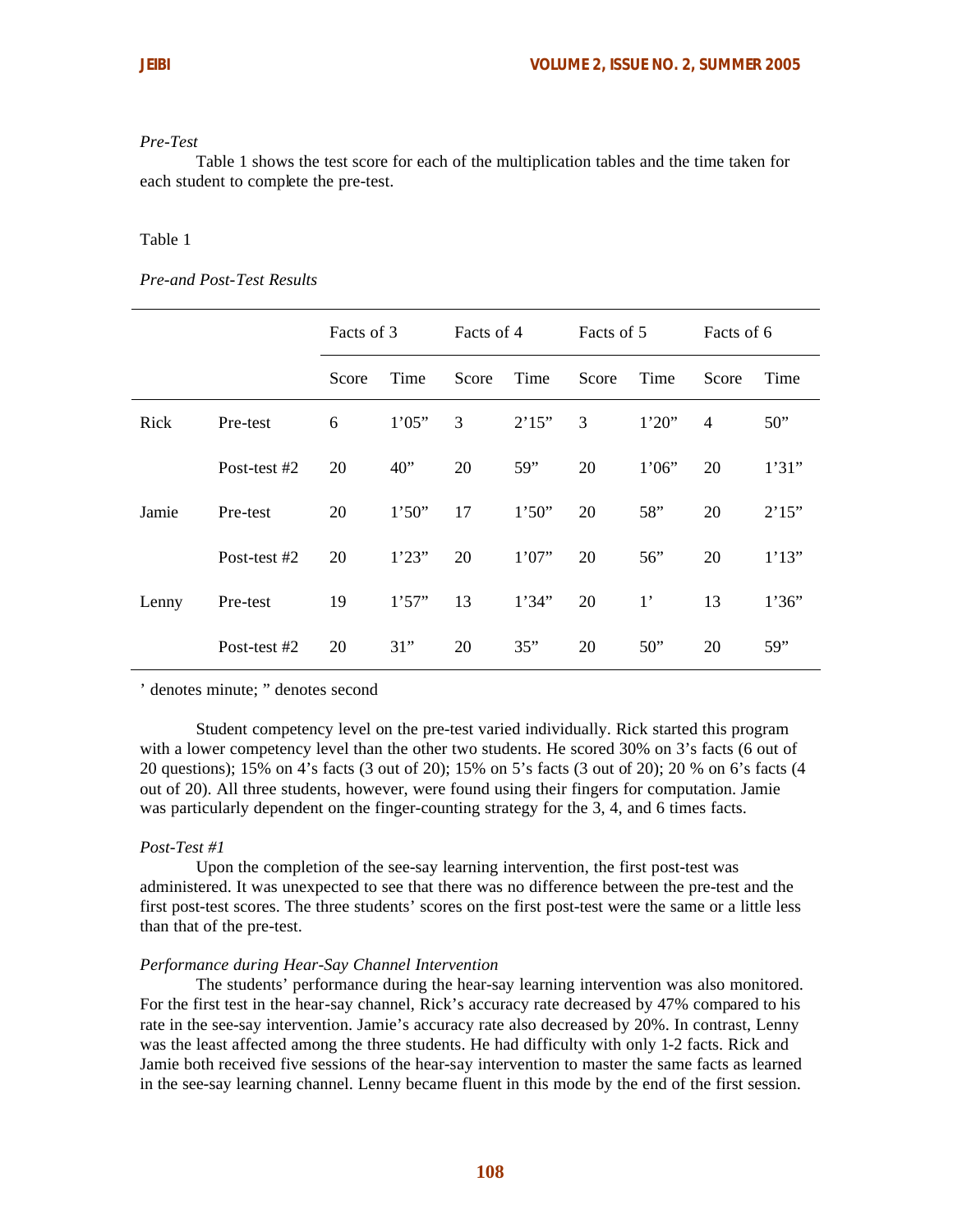*Pre-Test*

Table 1 shows the test score for each of the multiplication tables and the time taken for each student to complete the pre-test.

Table 1

*Pre-and Post-Test Results*

| | | Facts of 3 | | Facts of 4 | | Facts of 5 | | Facts of 6 | |
|---|---|---|---|---|---|---|---|---|---|
| | | Score | Time | Score | Time | Score | Time | Score | Time |
| Rick | Pre-test | 6 | 1’05” | 3 | 2’15” | 3 | 1’20” | 4 | 50” |
| | Post-test #2 | 20 | 40” | 20 | 59” | 20 | 1’06” | 20 | 1’31” |
| Jamie | Pre-test | 20 | 1’50” | 17 | 1’50” | 20 | 58” | 20 | 2’15” |
| | Post-test #2 | 20 | 1’23” | 20 | 1’07” | 20 | 56” | 20 | 1’13” |
| Lenny | Pre-test | 19 | 1’57” | 13 | 1’34” | 20 | 1’ | 13 | 1’36” |
| | Post-test #2 | 20 | 31” | 20 | 35” | 20 | 50” | 20 | 59” |

’ denotes minute; ” denotes second

Student competency level on the pre-test varied individually. Rick started this program with a lower competency level than the other two students. He scored 30% on 3’s facts (6 out of 20 questions); 15% on 4’s facts (3 out of 20); 15% on 5’s facts (3 out of 20); 20 % on 6’s facts (4 out of 20). All three students, however, were found using their fingers for computation. Jamie was particularly dependent on the finger-counting strategy for the 3, 4, and 6 times facts.

*Post-Test #1*

Upon the completion of the see-say learning intervention, the first post-test was administered. It was unexpected to see that there was no difference between the pre-test and the first post-test scores. The three students’ scores on the first post-test were the same or a little less than that of the pre-test.

*Performance during Hear-Say Channel Intervention*

The students’ performance during the hear-say learning intervention was also monitored. For the first test in the hear-say channel, Rick’s accuracy rate decreased by 47% compared to his rate in the see-say intervention. Jamie’s accuracy rate also decreased by 20%. In contrast, Lenny was the least affected among the three students. He had difficulty with only 1-2 facts. Rick and Jamie both received five sessions of the hear-say intervention to master the same facts as learned in the see-say learning channel. Lenny became fluent in this mode by the end of the first session.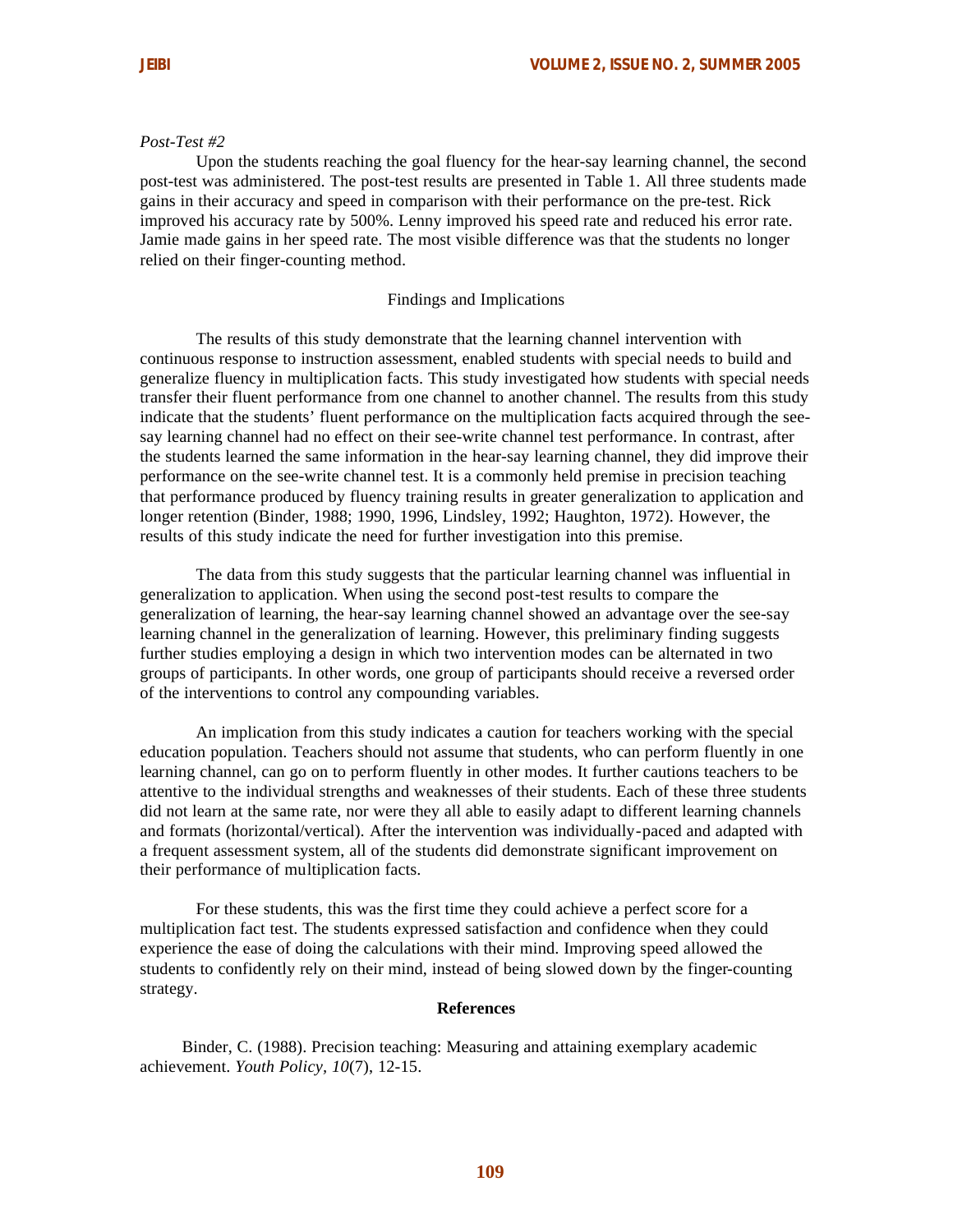*Post-Test #2*

Upon the students reaching the goal fluency for the hear-say learning channel, the second post-test was administered. The post-test results are presented in Table 1. All three students made gains in their accuracy and speed in comparison with their performance on the pre-test. Rick improved his accuracy rate by 500%. Lenny improved his speed rate and reduced his error rate. Jamie made gains in her speed rate. The most visible difference was that the students no longer relied on their finger-counting method.

## Findings and Implications

The results of this study demonstrate that the learning channel intervention with continuous response to instruction assessment, enabled students with special needs to build and generalize fluency in multiplication facts. This study investigated how students with special needs transfer their fluent performance from one channel to another channel. The results from this study indicate that the students' fluent performance on the multiplication facts acquired through the see-say learning channel had no effect on their see-write channel test performance. In contrast, after the students learned the same information in the hear-say learning channel, they did improve their performance on the see-write channel test. It is a commonly held premise in precision teaching that performance produced by fluency training results in greater generalization to application and longer retention (Binder, 1988; 1990, 1996, Lindsley, 1992; Haughton, 1972). However, the results of this study indicate the need for further investigation into this premise.

The data from this study suggests that the particular learning channel was influential in generalization to application. When using the second post-test results to compare the generalization of learning, the hear-say learning channel showed an advantage over the see-say learning channel in the generalization of learning. However, this preliminary finding suggests further studies employing a design in which two intervention modes can be alternated in two groups of participants. In other words, one group of participants should receive a reversed order of the interventions to control any compounding variables.

An implication from this study indicates a caution for teachers working with the special education population. Teachers should not assume that students, who can perform fluently in one learning channel, can go on to perform fluently in other modes. It further cautions teachers to be attentive to the individual strengths and weaknesses of their students. Each of these three students did not learn at the same rate, nor were they all able to easily adapt to different learning channels and formats (horizontal/vertical). After the intervention was individually-paced and adapted with a frequent assessment system, all of the students did demonstrate significant improvement on their performance of multiplication facts.

For these students, this was the first time they could achieve a perfect score for a multiplication fact test. The students expressed satisfaction and confidence when they could experience the ease of doing the calculations with their mind. Improving speed allowed the students to confidently rely on their mind, instead of being slowed down by the finger-counting strategy.

## References

Binder, C. (1988). Precision teaching: Measuring and attaining exemplary academic achievement. *Youth Policy, 10*(7), 12-15.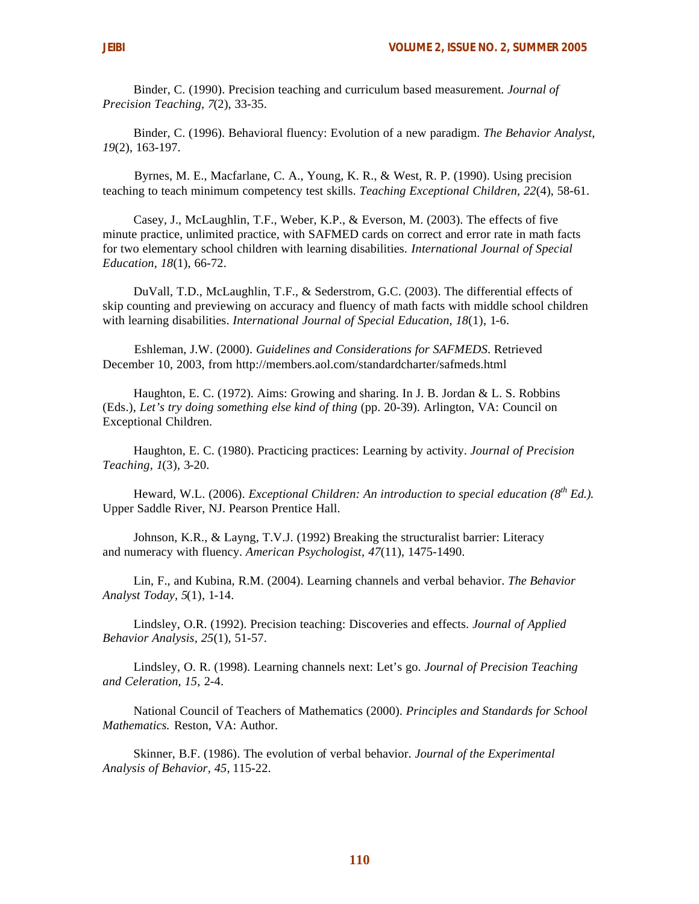Binder, C. (1990). Precision teaching and curriculum based measurement. *Journal of Precision Teaching, 7*(2), 33-35.

Binder, C. (1996). Behavioral fluency: Evolution of a new paradigm. *The Behavior Analyst, 19*(2), 163-197.

Byrnes, M. E., Macfarlane, C. A., Young, K. R., & West, R. P. (1990). Using precision teaching to teach minimum competency test skills. *Teaching Exceptional Children, 22*(4), 58-61.

Casey, J., McLaughlin, T.F., Weber, K.P., & Everson, M. (2003). The effects of five minute practice, unlimited practice, with SAFMED cards on correct and error rate in math facts for two elementary school children with learning disabilities. *International Journal of Special Education, 18*(1), 66-72.

DuVall, T.D., McLaughlin, T.F., & Sederstrom, G.C. (2003). The differential effects of skip counting and previewing on accuracy and fluency of math facts with middle school children with learning disabilities. *International Journal of Special Education, 18*(1), 1-6.

Eshleman, J.W. (2000). *Guidelines and Considerations for SAFMEDS*. Retrieved December 10, 2003, from http://members.aol.com/standardcharter/safmeds.html

Haughton, E. C. (1972). Aims: Growing and sharing. In J. B. Jordan & L. S. Robbins (Eds.), *Let's try doing something else kind of thing* (pp. 20-39). Arlington, VA: Council on Exceptional Children.

Haughton, E. C. (1980). Practicing practices: Learning by activity. *Journal of Precision Teaching, 1*(3), 3-20.

Heward, W.L. (2006). *Exceptional Children: An introduction to special education (8th Ed.).* Upper Saddle River, NJ. Pearson Prentice Hall.

Johnson, K.R., & Layng, T.V.J. (1992) Breaking the structuralist barrier: Literacy and numeracy with fluency. *American Psychologist, 47*(11), 1475-1490.

Lin, F., and Kubina, R.M. (2004). Learning channels and verbal behavior. *The Behavior Analyst Today, 5*(1), 1-14.

Lindsley, O.R. (1992). Precision teaching: Discoveries and effects. *Journal of Applied Behavior Analysis, 25*(1), 51-57.

Lindsley, O. R. (1998). Learning channels next: Let's go. *Journal of Precision Teaching and Celeration, 15*, 2-4.

National Council of Teachers of Mathematics (2000). *Principles and Standards for School Mathematics.* Reston, VA: Author.

Skinner, B.F. (1986). The evolution of verbal behavior. *Journal of the Experimental Analysis of Behavior, 45*, 115-22.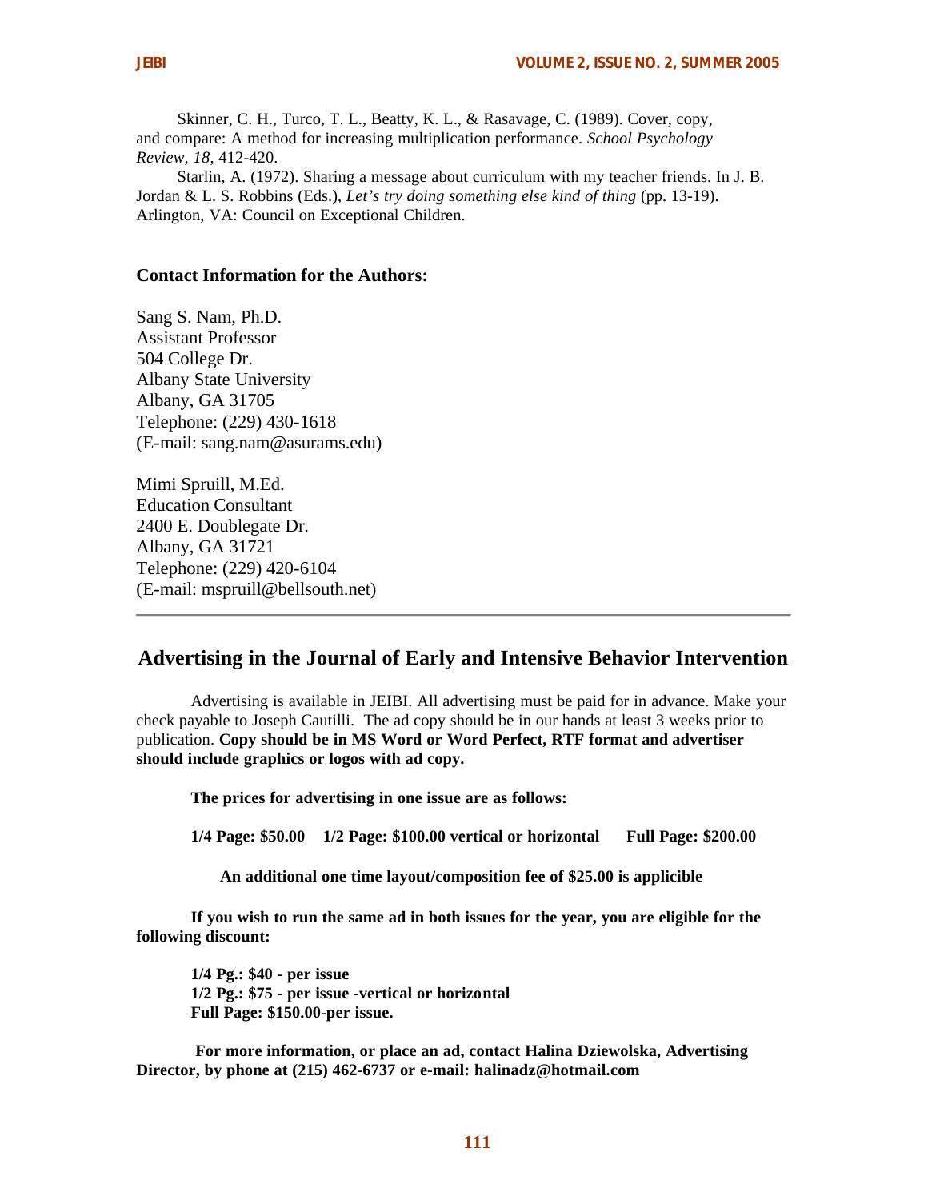Skinner, C. H., Turco, T. L., Beatty, K. L., & Rasavage, C. (1989). Cover, copy, and compare: A method for increasing multiplication performance. *School Psychology Review, 18*, 412-420.

Starlin, A. (1972). Sharing a message about curriculum with my teacher friends. In J. B. Jordan & L. S. Robbins (Eds.), *Let's try doing something else kind of thing* (pp. 13-19). Arlington, VA: Council on Exceptional Children.

**Contact Information for the Authors:**

Sang S. Nam, Ph.D.
Assistant Professor
504 College Dr.
Albany State University
Albany, GA 31705
Telephone: (229) 430-1618
(E-mail: sang.nam@asurams.edu)

Mimi Spruill, M.Ed.
Education Consultant
2400 E. Doublegate Dr.
Albany, GA 31721
Telephone: (229) 420-6104
(E-mail: mspruill@bellsouth.net)

---

## Advertising in the Journal of Early and Intensive Behavior Intervention

Advertising is available in JEIBI. All advertising must be paid for in advance. Make your check payable to Joseph Cautilli. The ad copy should be in our hands at least 3 weeks prior to publication. **Copy should be in MS Word or Word Perfect, RTF format and advertiser should include graphics or logos with ad copy.**

**The prices for advertising in one issue are as follows:**

**1/4 Page: $50.00 1/2 Page: $100.00 vertical or horizontal Full Page: $200.00**

**An additional one time layout/composition fee of $25.00 is applicible**

**If you wish to run the same ad in both issues for the year, you are eligible for the following discount:**

**1/4 Pg.: $40 - per issue**
**1/2 Pg.: $75 - per issue -vertical or horizontal**
**Full Page: $150.00-per issue.**

**For more information, or place an ad, contact Halina Dziewolska, Advertising Director, by phone at (215) 462-6737 or e-mail: halinadz@hotmail.com**